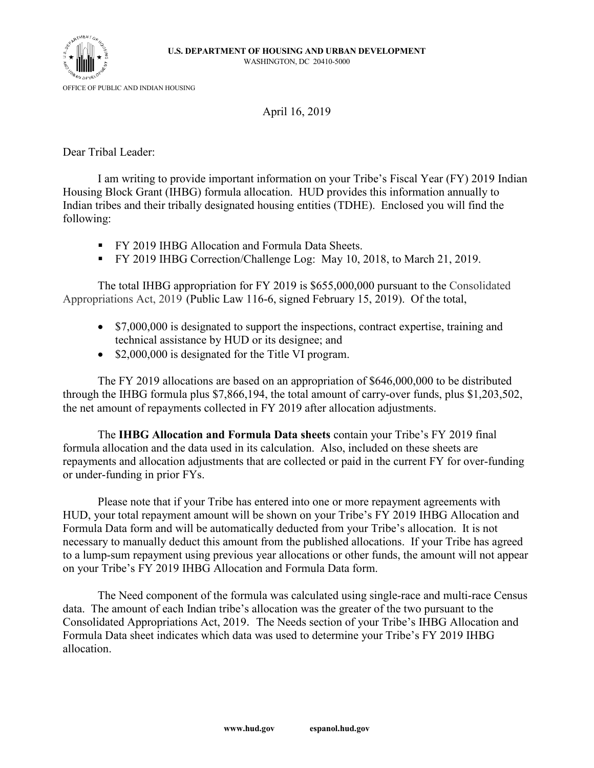**U.S. DEPARTMENT OF HOUSING AND URBAN DEVELOPMENT**
WASHINGTON, DC 20410-5000

OFFICE OF PUBLIC AND INDIAN HOUSING

April 16, 2019

Dear Tribal Leader:

I am writing to provide important information on your Tribe's Fiscal Year (FY) 2019 Indian Housing Block Grant (IHBG) formula allocation. HUD provides this information annually to Indian tribes and their tribally designated housing entities (TDHE). Enclosed you will find the following:

- FY 2019 IHBG Allocation and Formula Data Sheets.
- FY 2019 IHBG Correction/Challenge Log: May 10, 2018, to March 21, 2019.

The total IHBG appropriation for FY 2019 is $655,000,000 pursuant to the Consolidated Appropriations Act, 2019 (Public Law 116-6, signed February 15, 2019). Of the total,

- $7,000,000 is designated to support the inspections, contract expertise, training and technical assistance by HUD or its designee; and
- $2,000,000 is designated for the Title VI program.

The FY 2019 allocations are based on an appropriation of $646,000,000 to be distributed through the IHBG formula plus $7,866,194, the total amount of carry-over funds, plus $1,203,502, the net amount of repayments collected in FY 2019 after allocation adjustments.

The **IHBG Allocation and Formula Data sheets** contain your Tribe's FY 2019 final formula allocation and the data used in its calculation. Also, included on these sheets are repayments and allocation adjustments that are collected or paid in the current FY for over-funding or under-funding in prior FYs.

Please note that if your Tribe has entered into one or more repayment agreements with HUD, your total repayment amount will be shown on your Tribe's FY 2019 IHBG Allocation and Formula Data form and will be automatically deducted from your Tribe's allocation. It is not necessary to manually deduct this amount from the published allocations. If your Tribe has agreed to a lump-sum repayment using previous year allocations or other funds, the amount will not appear on your Tribe's FY 2019 IHBG Allocation and Formula Data form.

The Need component of the formula was calculated using single-race and multi-race Census data. The amount of each Indian tribe's allocation was the greater of the two pursuant to the Consolidated Appropriations Act, 2019. The Needs section of your Tribe's IHBG Allocation and Formula Data sheet indicates which data was used to determine your Tribe's FY 2019 IHBG allocation.

www.hud.gov espanol.hud.gov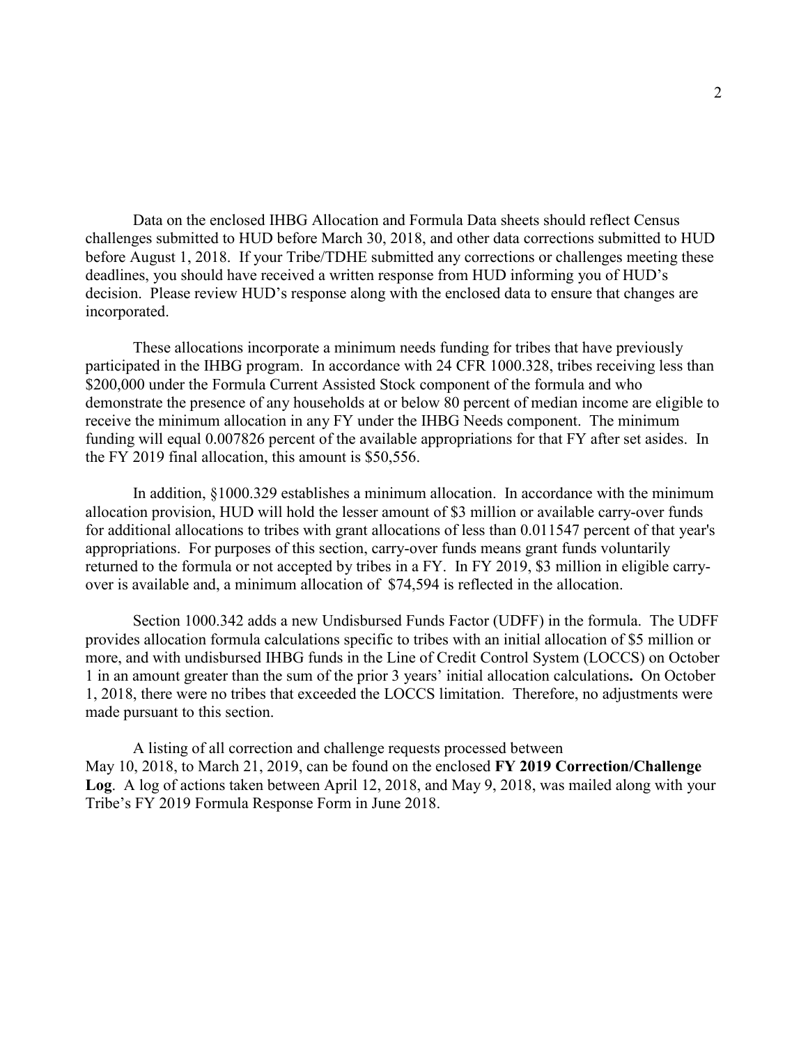Data on the enclosed IHBG Allocation and Formula Data sheets should reflect Census challenges submitted to HUD before March 30, 2018, and other data corrections submitted to HUD before August 1, 2018. If your Tribe/TDHE submitted any corrections or challenges meeting these deadlines, you should have received a written response from HUD informing you of HUD's decision. Please review HUD's response along with the enclosed data to ensure that changes are incorporated.

These allocations incorporate a minimum needs funding for tribes that have previously participated in the IHBG program. In accordance with 24 CFR 1000.328, tribes receiving less than $200,000 under the Formula Current Assisted Stock component of the formula and who demonstrate the presence of any households at or below 80 percent of median income are eligible to receive the minimum allocation in any FY under the IHBG Needs component. The minimum funding will equal 0.007826 percent of the available appropriations for that FY after set asides. In the FY 2019 final allocation, this amount is $50,556.

In addition, §1000.329 establishes a minimum allocation. In accordance with the minimum allocation provision, HUD will hold the lesser amount of $3 million or available carry-over funds for additional allocations to tribes with grant allocations of less than 0.011547 percent of that year's appropriations. For purposes of this section, carry-over funds means grant funds voluntarily returned to the formula or not accepted by tribes in a FY. In FY 2019, $3 million in eligible carry-over is available and, a minimum allocation of $74,594 is reflected in the allocation.

Section 1000.342 adds a new Undisbursed Funds Factor (UDFF) in the formula. The UDFF provides allocation formula calculations specific to tribes with an initial allocation of $5 million or more, and with undisbursed IHBG funds in the Line of Credit Control System (LOCCS) on October 1 in an amount greater than the sum of the prior 3 years' initial allocation calculations**.** On October 1, 2018, there were no tribes that exceeded the LOCCS limitation. Therefore, no adjustments were made pursuant to this section.

A listing of all correction and challenge requests processed between May 10, 2018, to March 21, 2019, can be found on the enclosed **FY 2019 Correction/Challenge Log**. A log of actions taken between April 12, 2018, and May 9, 2018, was mailed along with your Tribe's FY 2019 Formula Response Form in June 2018.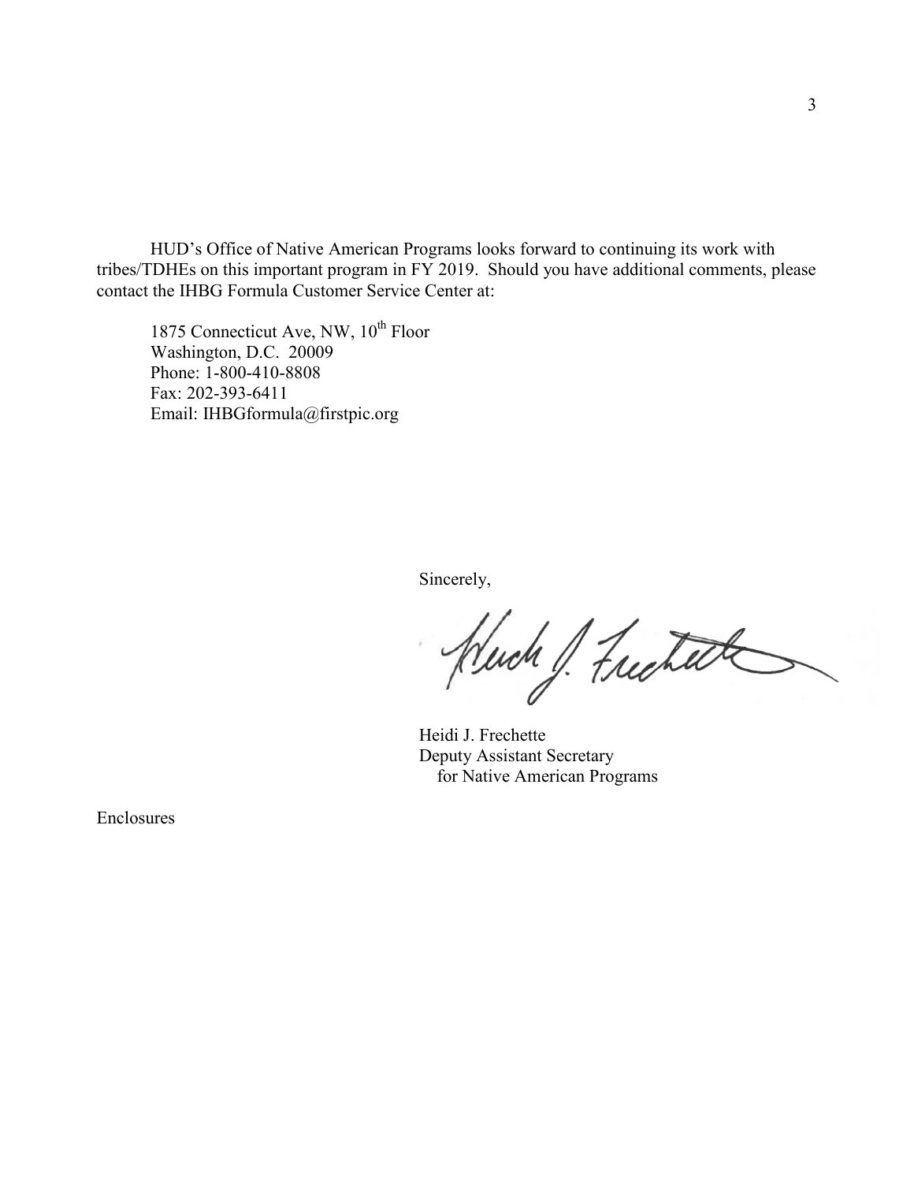HUD's Office of Native American Programs looks forward to continuing its work with tribes/TDHEs on this important program in FY 2019. Should you have additional comments, please contact the IHBG Formula Customer Service Center at:

1875 Connecticut Ave, NW, 10th Floor
Washington, D.C. 20009
Phone: 1-800-410-8808
Fax: 202-393-6411
Email: IHBGformula@firstpic.org

Sincerely,

Heidi J. Frechette
Deputy Assistant Secretary
for Native American Programs

Enclosures